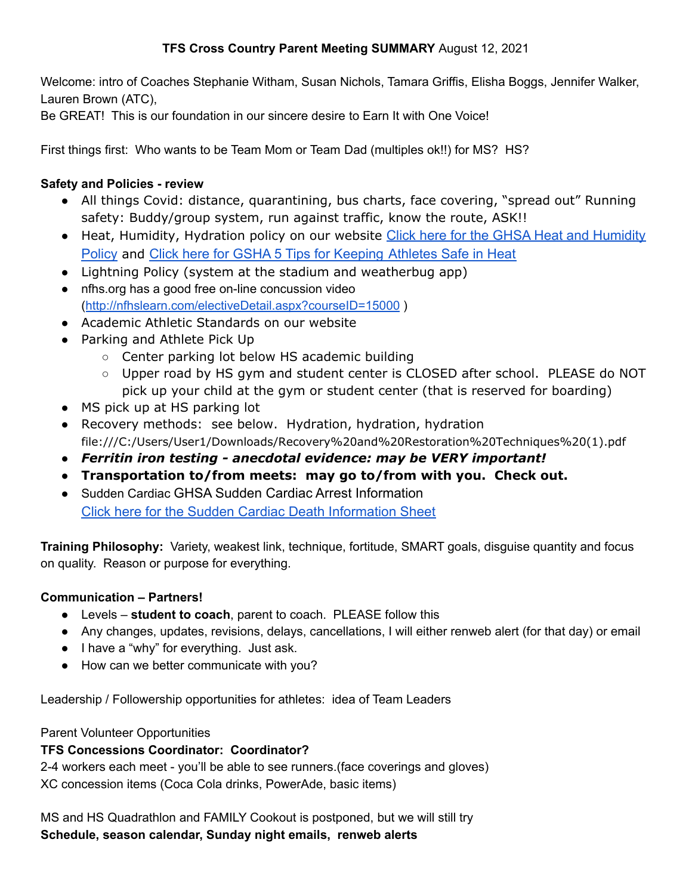**TFS Cross Country Parent Meeting SUMMARY** August 12, 2021

Welcome: intro of Coaches Stephanie Witham, Susan Nichols, Tamara Griffis, Elisha Boggs, Jennifer Walker, Lauren Brown (ATC),
Be GREAT! This is our foundation in our sincere desire to Earn It with One Voice!

First things first: Who wants to be Team Mom or Team Dad (multiples ok!!) for MS? HS?

**Safety and Policies - review**

- All things Covid: distance, quarantining, bus charts, face covering, "spread out" Running safety: Buddy/group system, run against traffic, know the route, ASK!!
- Heat, Humidity, Hydration policy on our website [Click here for the GHSA Heat and Humidity Policy]() and [Click here for GSHA 5 Tips for Keeping Athletes Safe in Heat]()
- Lightning Policy (system at the stadium and weatherbug app)
- nfhs.org has a good free on-line concussion video (http://nfhslearn.com/electiveDetail.aspx?courseID=15000 )
- Academic Athletic Standards on our website
- Parking and Athlete Pick Up
  - Center parking lot below HS academic building
  - Upper road by HS gym and student center is CLOSED after school. PLEASE do NOT pick up your child at the gym or student center (that is reserved for boarding)
- MS pick up at HS parking lot
- Recovery methods: see below. Hydration, hydration, hydration file:///C:/Users/User1/Downloads/Recovery%20and%20Restoration%20Techniques%20(1).pdf
- ***Ferritin iron testing - anecdotal evidence: may be VERY important!***
- **Transportation to/from meets: may go to/from with you. Check out.**
- Sudden Cardiac GHSA Sudden Cardiac Arrest Information [Click here for the Sudden Cardiac Death Information Sheet]()

**Training Philosophy:** Variety, weakest link, technique, fortitude, SMART goals, disguise quantity and focus on quality. Reason or purpose for everything.

**Communication – Partners!**

- Levels – **student to coach**, parent to coach. PLEASE follow this
- Any changes, updates, revisions, delays, cancellations, I will either renweb alert (for that day) or email
- I have a "why" for everything. Just ask.
- How can we better communicate with you?

Leadership / Followership opportunities for athletes: idea of Team Leaders

Parent Volunteer Opportunities
**TFS Concessions Coordinator: Coordinator?**
2-4 workers each meet - you'll be able to see runners.(face coverings and gloves)
XC concession items (Coca Cola drinks, PowerAde, basic items)

MS and HS Quadrathlon and FAMILY Cookout is postponed, but we will still try
**Schedule, season calendar, Sunday night emails, renweb alerts**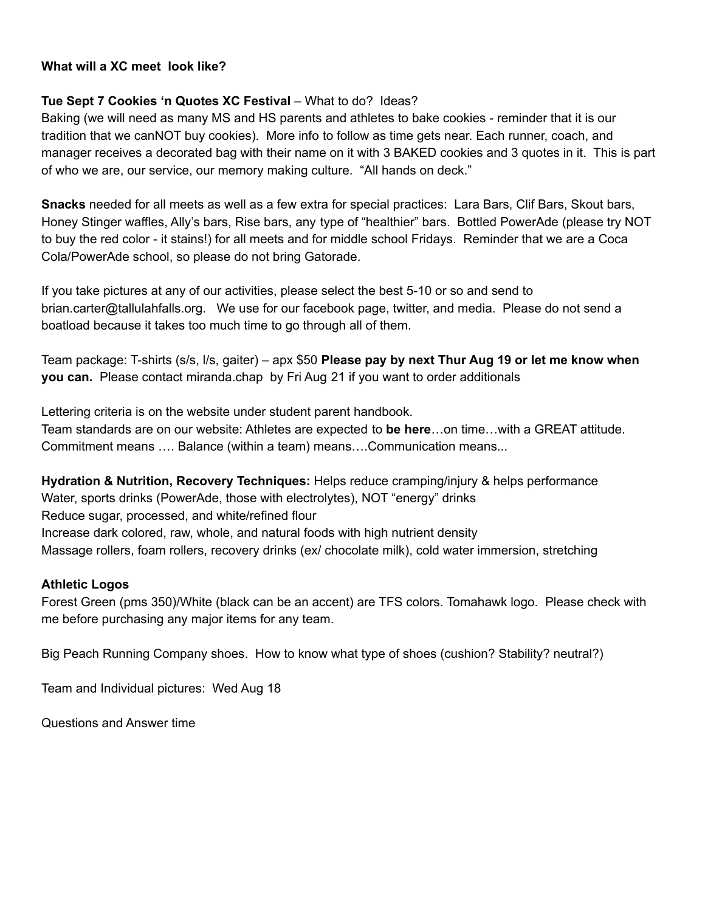**What will a XC meet look like?**

**Tue Sept 7 Cookies 'n Quotes XC Festival** – What to do? Ideas?
Baking (we will need as many MS and HS parents and athletes to bake cookies - reminder that it is our tradition that we canNOT buy cookies). More info to follow as time gets near. Each runner, coach, and manager receives a decorated bag with their name on it with 3 BAKED cookies and 3 quotes in it. This is part of who we are, our service, our memory making culture. "All hands on deck."

**Snacks** needed for all meets as well as a few extra for special practices: Lara Bars, Clif Bars, Skout bars, Honey Stinger waffles, Ally's bars, Rise bars, any type of "healthier" bars. Bottled PowerAde (please try NOT to buy the red color - it stains!) for all meets and for middle school Fridays. Reminder that we are a Coca Cola/PowerAde school, so please do not bring Gatorade.

If you take pictures at any of our activities, please select the best 5-10 or so and send to brian.carter@tallulahfalls.org. We use for our facebook page, twitter, and media. Please do not send a boatload because it takes too much time to go through all of them.

Team package: T-shirts (s/s, l/s, gaiter) – apx $50 **Please pay by next Thur Aug 19 or let me know when you can.** Please contact miranda.chap by Fri Aug 21 if you want to order additionals

Lettering criteria is on the website under student parent handbook.
Team standards are on our website: Athletes are expected to **be here**…on time…with a GREAT attitude. Commitment means …. Balance (within a team) means….Communication means...

**Hydration & Nutrition, Recovery Techniques:** Helps reduce cramping/injury & helps performance
Water, sports drinks (PowerAde, those with electrolytes), NOT "energy" drinks
Reduce sugar, processed, and white/refined flour
Increase dark colored, raw, whole, and natural foods with high nutrient density
Massage rollers, foam rollers, recovery drinks (ex/ chocolate milk), cold water immersion, stretching

**Athletic Logos**
Forest Green (pms 350)/White (black can be an accent) are TFS colors. Tomahawk logo. Please check with me before purchasing any major items for any team.

Big Peach Running Company shoes. How to know what type of shoes (cushion? Stability? neutral?)

Team and Individual pictures: Wed Aug 18

Questions and Answer time